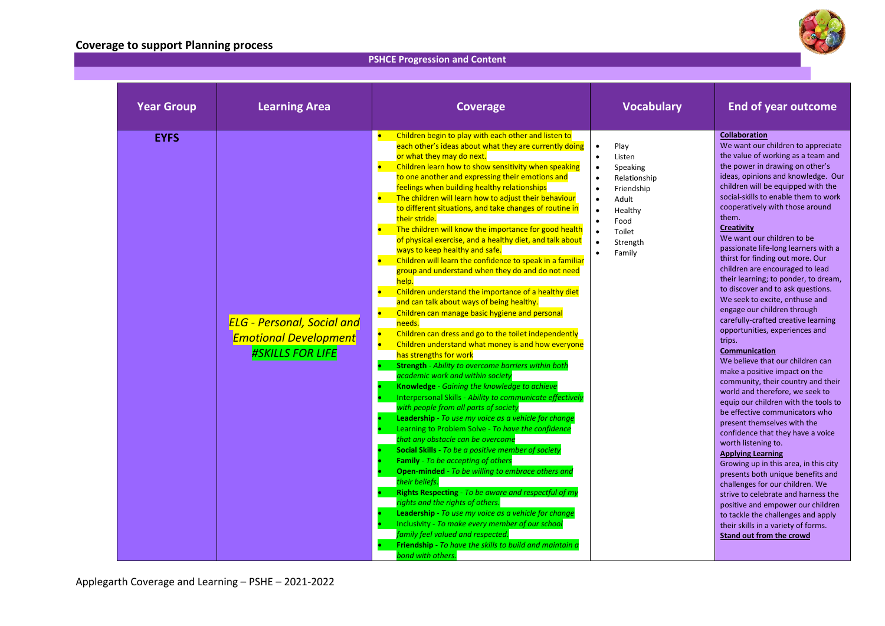## Coverage to support Planning process

**PSHCE Progression and Content**

| Year Group | Learning Area | Coverage | Vocabulary | End of year outcome |
|---|---|---|---|---|
| **EYFS** | *ELG - Personal, Social and Emotional Development* *#SKILLS FOR LIFE* | • Children begin to play with each other and listen to each other's ideas about what they are currently doing or what they may do next.<br>• Children learn how to show sensitivity when speaking to one another and expressing their emotions and feelings when building healthy relationships<br>• The children will learn how to adjust their behaviour to different situations, and take changes of routine in their stride.<br>• The children will know the importance for good health of physical exercise, and a healthy diet, and talk about ways to keep healthy and safe.<br>• Children will learn the confidence to speak in a familiar group and understand when they do and do not need help.<br>• Children understand the importance of a healthy diet and can talk about ways of being healthy.<br>• Children can manage basic hygiene and personal needs.<br>• Children can dress and go to the toilet independently<br>• Children understand what money is and how everyone has strengths for work<br>• **Strength** - *Ability to overcome barriers within both academic work and within society*<br>• **Knowledge** - *Gaining the knowledge to achieve*<br>• Interpersonal Skills - *Ability to communicate effectively with people from all parts of society*<br>• **Leadership** - *To use my voice as a vehicle for change*<br>• Learning to Problem Solve - *To have the confidence that any obstacle can be overcome*<br>• **Social Skills** - *To be a positive member of society*<br>• **Family** - *To be accepting of others*<br>• **Open-minded** - *To be willing to embrace others and their beliefs.*<br>• **Rights Respecting** - *To be aware and respectful of my rights and the rights of others.*<br>• **Leadership** - *To use my voice as a vehicle for change*<br>• Inclusivity - *To make every member of our school family feel valued and respected.*<br>• **Friendship** - *To have the skills to build and maintain a bond with others.* | • Play<br>• Listen<br>• Speaking<br>• Relationship<br>• Friendship<br>• Adult<br>• Healthy<br>• Food<br>• Toilet<br>• Strength<br>• Family | **Collaboration**<br>We want our children to appreciate the value of working as a team and the power in drawing on other's ideas, opinions and knowledge. Our children will be equipped with the social-skills to enable them to work cooperatively with those around them.<br>**Creativity**<br>We want our children to be passionate life-long learners with a thirst for finding out more. Our children are encouraged to lead their learning; to ponder, to dream, to discover and to ask questions. We seek to excite, enthuse and engage our children through carefully-crafted creative learning opportunities, experiences and trips.<br>**Communication**<br>We believe that our children can make a positive impact on the community, their country and their world and therefore, we seek to equip our children with the tools to be effective communicators who present themselves with the confidence that they have a voice worth listening to.<br>**Applying Learning**<br>Growing up in this area, in this city presents both unique benefits and challenges for our children. We strive to celebrate and harness the positive and empower our children to tackle the challenges and apply their skills in a variety of forms.<br>**Stand out from the crowd** |

Applegarth Coverage and Learning – PSHE – 2021-2022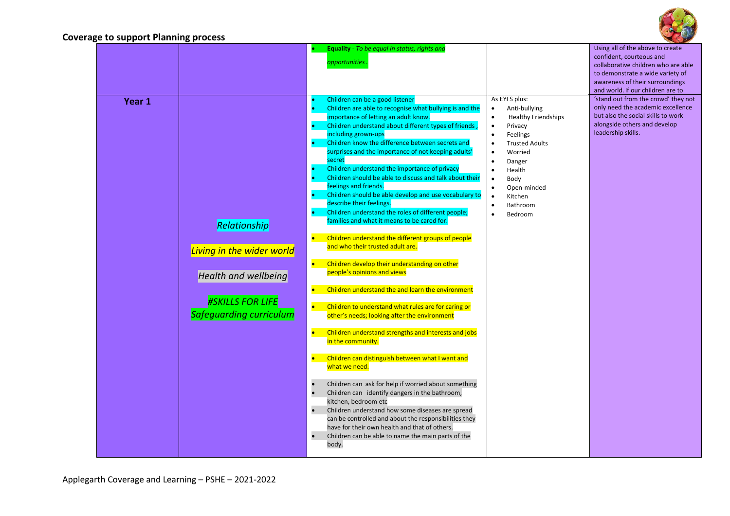## Coverage to support Planning process

| | | | | |
|---|---|---|---|---|
| | | • **Equality** - *To be equal in status, rights and opportunities .* | | Using all of the above to create confident, courteous and collaborative children who are able to demonstrate a wide variety of awareness of their surroundings and world. If our children are to 'stand out from the crowd' they not only need the academic excellence but also the social skills to work alongside others and develop leadership skills. |
| **Year 1** | *Relationship*<br><br>*Living in the wider world*<br><br>*Health and wellbeing*<br><br>*#SKILLS FOR LIFE Safeguarding curriculum* | • Children can be a good listener<br>• Children are able to recognise what bullying is and the importance of letting an adult know.<br>• Children understand about different types of friends , including grown-ups<br>• Children know the difference between secrets and surprises and the importance of not keeping adults' secret<br>• Children understand the importance of privacy<br>• Children should be able to discuss and talk about their feelings and friends.<br>• Children should be able develop and use vocabulary to describe their feelings.<br>• Children understand the roles of different people; families and what it means to be cared for.<br><br>• Children understand the different groups of people and who their trusted adult are.<br><br>• Children develop their understanding on other people's opinions and views<br><br>• Children understand the and learn the environment<br><br>• Children to understand what rules are for caring or other's needs; looking after the environment<br><br>• Children understand strengths and interests and jobs in the community.<br><br>• Children can distinguish between what I want and what we need.<br><br>• Children can ask for help if worried about something<br>• Children can identify dangers in the bathroom, kitchen, bedroom etc<br>• Children understand how some diseases are spread can be controlled and about the responsibilities they have for their own health and that of others.<br>• Children can be able to name the main parts of the body. | As EYFS plus:<br>• Anti-bullying<br>• Healthy Friendships<br>• Privacy<br>• Feelings<br>• Trusted Adults<br>• Worried<br>• Danger<br>• Health<br>• Body<br>• Open-minded<br>• Kitchen<br>• Bathroom<br>• Bedroom | |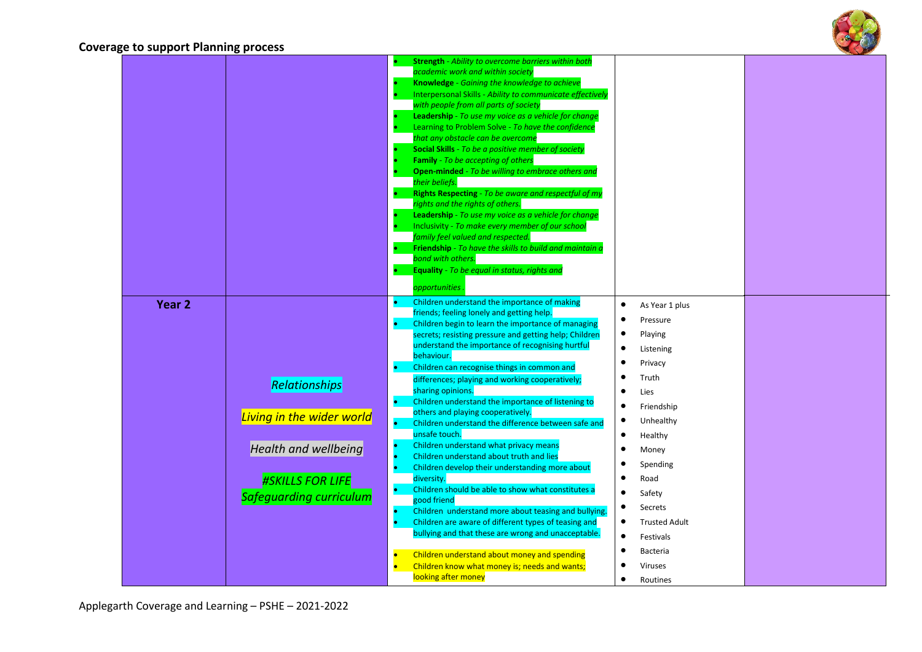## Coverage to support Planning process

| | | | | |
|---|---|---|---|---|
| | | • **Strength** - *Ability to overcome barriers within both academic work and within society*<br>• **Knowledge** - *Gaining the knowledge to achieve*<br>• Interpersonal Skills - *Ability to communicate effectively with people from all parts of society*<br>• **Leadership** - *To use my voice as a vehicle for change*<br>• Learning to Problem Solve - *To have the confidence that any obstacle can be overcome*<br>• **Social Skills** - *To be a positive member of society*<br>• **Family** - *To be accepting of others*<br>• **Open-minded** - *To be willing to embrace others and their beliefs.*<br>• **Rights Respecting** - *To be aware and respectful of my rights and the rights of others.*<br>• **Leadership** - *To use my voice as a vehicle for change*<br>• Inclusivity - *To make every member of our school family feel valued and respected.*<br>• **Friendship** - *To have the skills to build and maintain a bond with others.*<br>• **Equality** - *To be equal in status, rights and opportunities .* | | |
| **Year 2** | *Relationships*<br><br>*Living in the wider world*<br><br>*Health and wellbeing*<br><br>*#SKILLS FOR LIFE Safeguarding curriculum* | • Children understand the importance of making friends; feeling lonely and getting help.<br>• Children begin to learn the importance of managing secrets; resisting pressure and getting help; Children understand the importance of recognising hurtful behaviour.<br>• Children can recognise things in common and differences; playing and working cooperatively; sharing opinions.<br>• Children understand the importance of listening to others and playing cooperatively.<br>• Children understand the difference between safe and unsafe touch.<br>• Children understand what privacy means<br>• Children understand about truth and lies<br>• Children develop their understanding more about diversity.<br>• Children should be able to show what constitutes a good friend<br>• Children understand more about teasing and bullying.<br>• Children are aware of different types of teasing and bullying and that these are wrong and unacceptable.<br><br>• Children understand about money and spending<br>• Children know what money is; needs and wants; looking after money | • As Year 1 plus<br>• Pressure<br>• Playing<br>• Listening<br>• Privacy<br>• Truth<br>• Lies<br>• Friendship<br>• Unhealthy<br>• Healthy<br>• Money<br>• Spending<br>• Road<br>• Safety<br>• Secrets<br>• Trusted Adult<br>• Festivals<br>• Bacteria<br>• Viruses<br>• Routines | |

Applegarth Coverage and Learning – PSHE – 2021-2022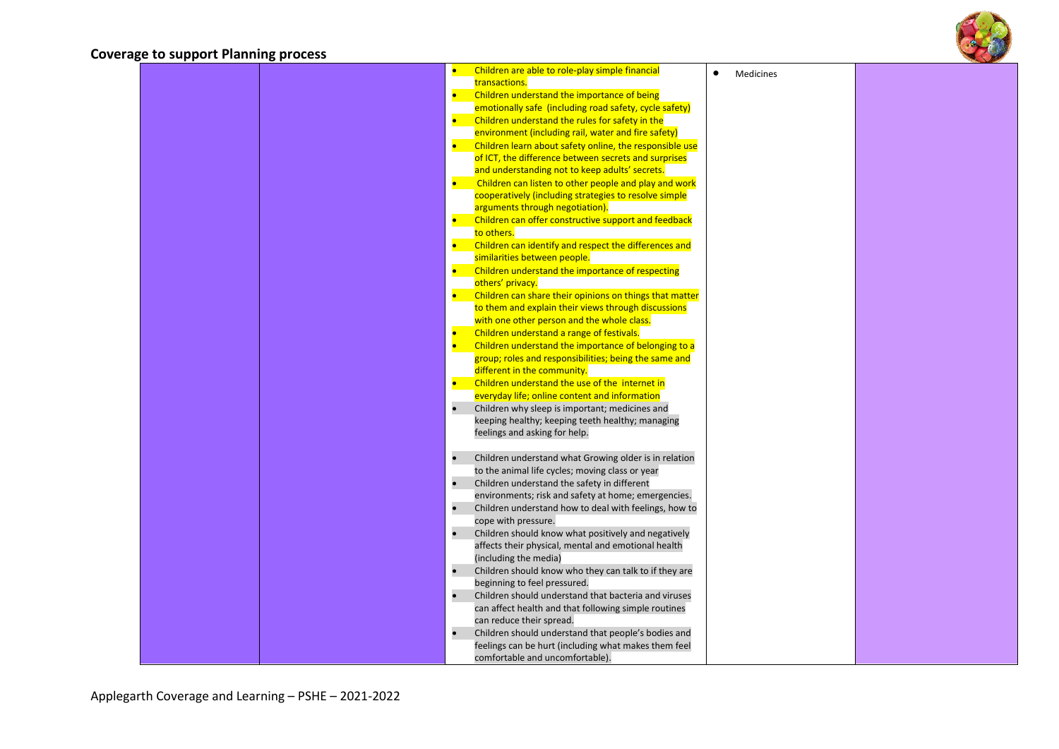## Coverage to support Planning process

| | | | | |
|---|---|---|---|---|
| | | • Children are able to role-play simple financial transactions.<br>• Children understand the importance of being emotionally safe (including road safety, cycle safety)<br>• Children understand the rules for safety in the environment (including rail, water and fire safety)<br>• Children learn about safety online, the responsible use of ICT, the difference between secrets and surprises and understanding not to keep adults' secrets.<br>• Children can listen to other people and play and work cooperatively (including strategies to resolve simple arguments through negotiation).<br>• Children can offer constructive support and feedback to others.<br>• Children can identify and respect the differences and similarities between people.<br>• Children understand the importance of respecting others' privacy.<br>• Children can share their opinions on things that matter to them and explain their views through discussions with one other person and the whole class.<br>• Children understand a range of festivals.<br>• Children understand the importance of belonging to a group; roles and responsibilities; being the same and different in the community.<br>• Children understand the use of the internet in everyday life; online content and information<br>• Children why sleep is important; medicines and keeping healthy; keeping teeth healthy; managing feelings and asking for help.<br><br>• Children understand what Growing older is in relation to the animal life cycles; moving class or year<br>• Children understand the safety in different environments; risk and safety at home; emergencies.<br>• Children understand how to deal with feelings, how to cope with pressure.<br>• Children should know what positively and negatively affects their physical, mental and emotional health (including the media)<br>• Children should know who they can talk to if they are beginning to feel pressured.<br>• Children should understand that bacteria and viruses can affect health and that following simple routines can reduce their spread.<br>• Children should understand that people's bodies and feelings can be hurt (including what makes them feel comfortable and uncomfortable). | • Medicines | |

Applegarth Coverage and Learning – PSHE – 2021-2022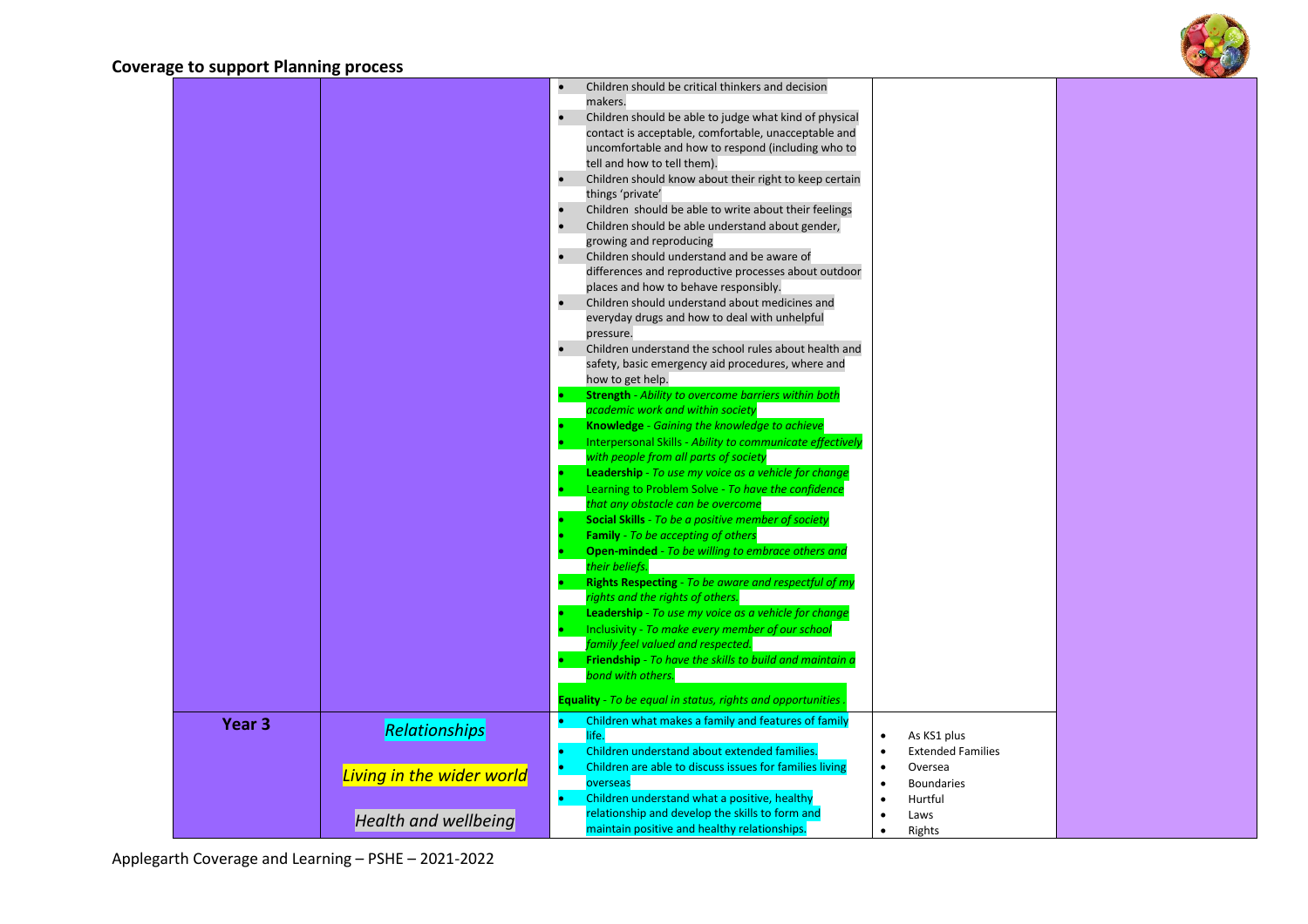## Coverage to support Planning process

| | | | | |
|---|---|---|---|---|
| | | • Children should be critical thinkers and decision makers.<br>• Children should be able to judge what kind of physical contact is acceptable, comfortable, unacceptable and uncomfortable and how to respond (including who to tell and how to tell them).<br>• Children should know about their right to keep certain things 'private'<br>• Children should be able to write about their feelings<br>• Children should be able understand about gender, growing and reproducing<br>• Children should understand and be aware of differences and reproductive processes about outdoor places and how to behave responsibly.<br>• Children should understand about medicines and everyday drugs and how to deal with unhelpful pressure.<br>• Children understand the school rules about health and safety, basic emergency aid procedures, where and how to get help.<br>• **Strength** - *Ability to overcome barriers within both academic work and within society*<br>• **Knowledge** - *Gaining the knowledge to achieve*<br>• Interpersonal Skills - *Ability to communicate effectively with people from all parts of society*<br>• **Leadership** - *To use my voice as a vehicle for change*<br>• Learning to Problem Solve - *To have the confidence that any obstacle can be overcome*<br>• **Social Skills** - *To be a positive member of society*<br>• **Family** - *To be accepting of others*<br>• **Open-minded** - *To be willing to embrace others and their beliefs.*<br>• **Rights Respecting** - *To be aware and respectful of my rights and the rights of others.*<br>• **Leadership** - *To use my voice as a vehicle for change*<br>• Inclusivity - *To make every member of our school family feel valued and respected.*<br>• **Friendship** - *To have the skills to build and maintain a bond with others.*<br><br>**Equality** - *To be equal in status, rights and opportunities .* | | |
| **Year 3** | *Relationships*<br><br>*Living in the wider world*<br><br>*Health and wellbeing* | • Children what makes a family and features of family life.<br>• Children understand about extended families.<br>• Children are able to discuss issues for families living overseas<br>• Children understand what a positive, healthy relationship and develop the skills to form and maintain positive and healthy relationships. | • As KS1 plus<br>• Extended Families<br>• Oversea<br>• Boundaries<br>• Hurtful<br>• Laws<br>• Rights | |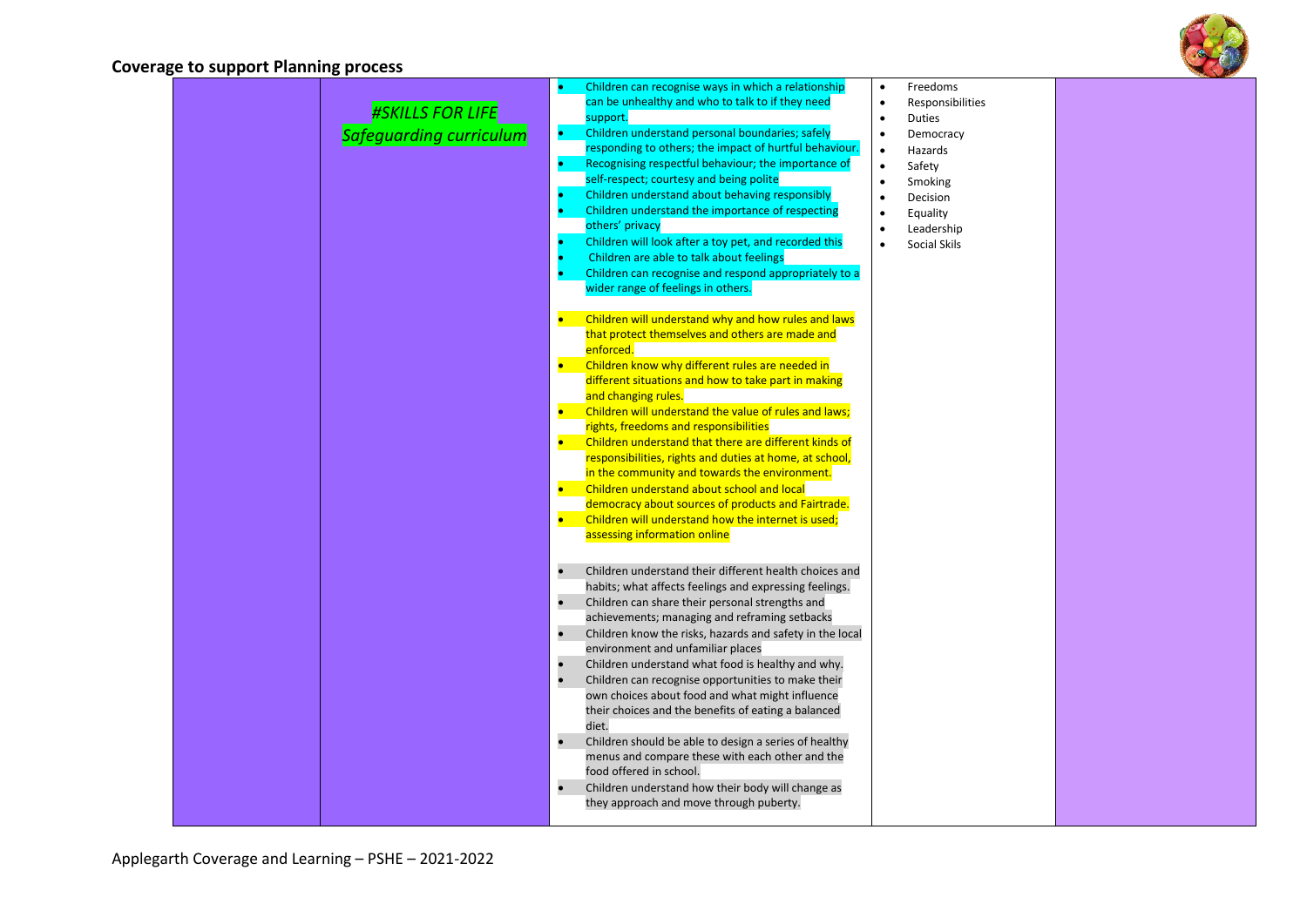## Coverage to support Planning process

| | | | | |
|---|---|---|---|---|
| | ***#SKILLS FOR LIFE Safeguarding curriculum*** | • Children can recognise ways in which a relationship can be unhealthy and who to talk to if they need support.<br>• Children understand personal boundaries; safely responding to others; the impact of hurtful behaviour.<br>• Recognising respectful behaviour; the importance of self-respect; courtesy and being polite<br>• Children understand about behaving responsibly<br>• Children understand the importance of respecting others' privacy<br>• Children will look after a toy pet, and recorded this<br>• Children are able to talk about feelings<br>• Children can recognise and respond appropriately to a wider range of feelings in others.<br><br>• Children will understand why and how rules and laws that protect themselves and others are made and enforced.<br>• Children know why different rules are needed in different situations and how to take part in making and changing rules.<br>• Children will understand the value of rules and laws; rights, freedoms and responsibilities<br>• Children understand that there are different kinds of responsibilities, rights and duties at home, at school, in the community and towards the environment.<br>• Children understand about school and local democracy about sources of products and Fairtrade.<br>• Children will understand how the internet is used; assessing information online<br><br>• Children understand their different health choices and habits; what affects feelings and expressing feelings.<br>• Children can share their personal strengths and achievements; managing and reframing setbacks<br>• Children know the risks, hazards and safety in the local environment and unfamiliar places<br>• Children understand what food is healthy and why.<br>• Children can recognise opportunities to make their own choices about food and what might influence their choices and the benefits of eating a balanced diet.<br>• Children should be able to design a series of healthy menus and compare these with each other and the food offered in school.<br>• Children understand how their body will change as they approach and move through puberty. | • Freedoms<br>• Responsibilities<br>• Duties<br>• Democracy<br>• Hazards<br>• Safety<br>• Smoking<br>• Decision<br>• Equality<br>• Leadership<br>• Social Skils | |

Applegarth Coverage and Learning – PSHE – 2021-2022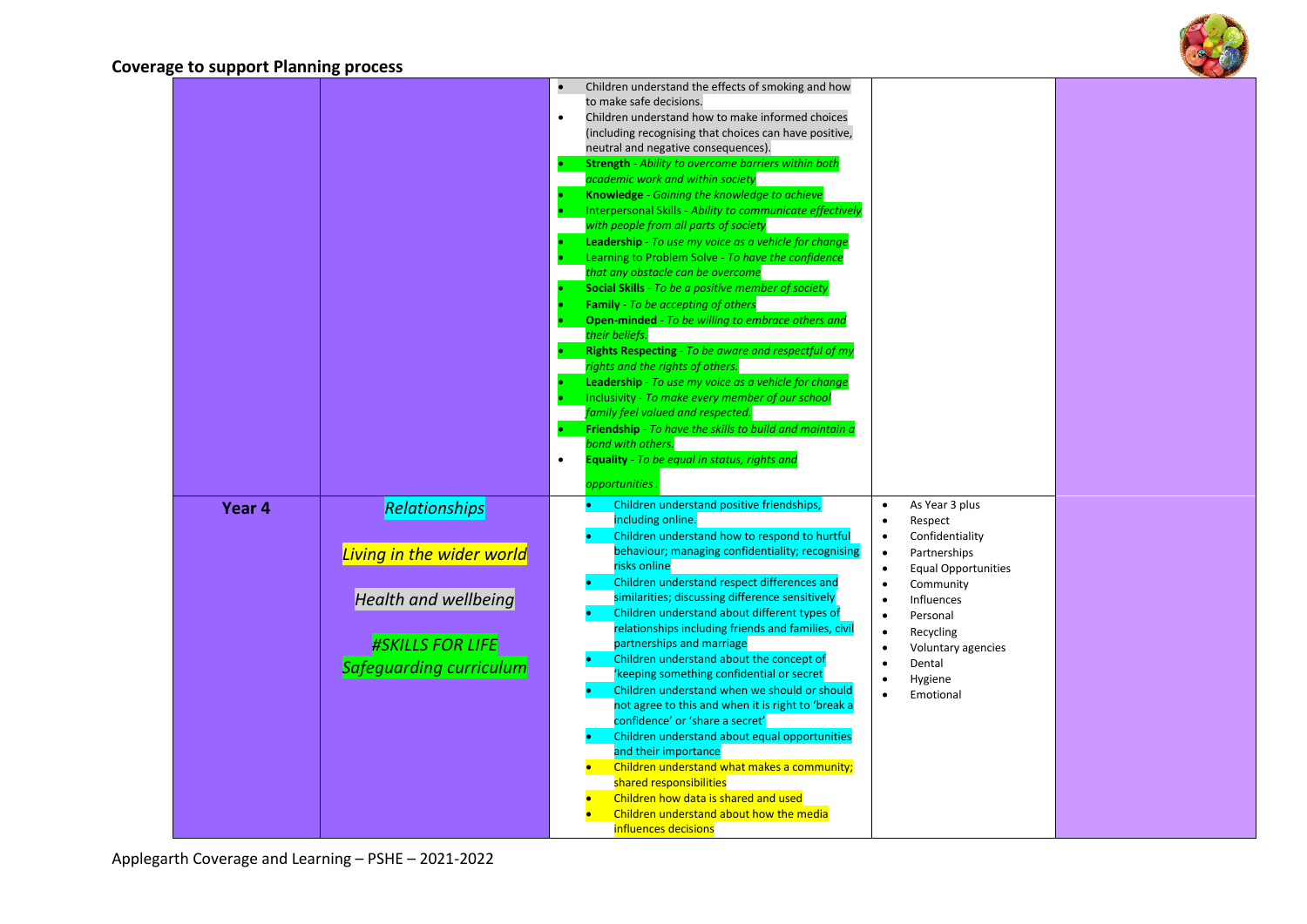## Coverage to support Planning process

| | | | | |
|---|---|---|---|---|
| | | • Children understand the effects of smoking and how to make safe decisions.<br>• Children understand how to make informed choices (including recognising that choices can have positive, neutral and negative consequences).<br>• **Strength** - *Ability to overcome barriers within both academic work and within society*<br>• **Knowledge** - *Gaining the knowledge to achieve*<br>• Interpersonal Skills - *Ability to communicate effectively with people from all parts of society*<br>• **Leadership** - *To use my voice as a vehicle for change*<br>• Learning to Problem Solve - *To have the confidence that any obstacle can be overcome*<br>• **Social Skills** - *To be a positive member of society*<br>• **Family** - *To be accepting of others*<br>• **Open-minded** - *To be willing to embrace others and their beliefs.*<br>• **Rights Respecting** - *To be aware and respectful of my rights and the rights of others.*<br>• **Leadership** - *To use my voice as a vehicle for change*<br>• Inclusivity - *To make every member of our school family feel valued and respected.*<br>• **Friendship** - *To have the skills to build and maintain a bond with others.*<br>• **Equality** - *To be equal in status, rights and opportunities .* | | |
| **Year 4** | *Relationships*<br><br>*Living in the wider world*<br><br>*Health and wellbeing*<br><br>*#SKILLS FOR LIFE Safeguarding curriculum* | • Children understand positive friendships, including online.<br>• Children understand how to respond to hurtful behaviour; managing confidentiality; recognising risks online<br>• Children understand respect differences and similarities; discussing difference sensitively<br>• Children understand about different types of relationships including friends and families, civil partnerships and marriage<br>• Children understand about the concept of 'keeping something confidential or secret<br>• Children understand when we should or should not agree to this and when it is right to 'break a confidence' or 'share a secret'<br>• Children understand about equal opportunities and their importance<br>• Children understand what makes a community; shared responsibilities<br>• Children how data is shared and used<br>• Children understand about how the media influences decisions | • As Year 3 plus<br>• Respect<br>• Confidentiality<br>• Partnerships<br>• Equal Opportunities<br>• Community<br>• Influences<br>• Personal<br>• Recycling<br>• Voluntary agencies<br>• Dental<br>• Hygiene<br>• Emotional | |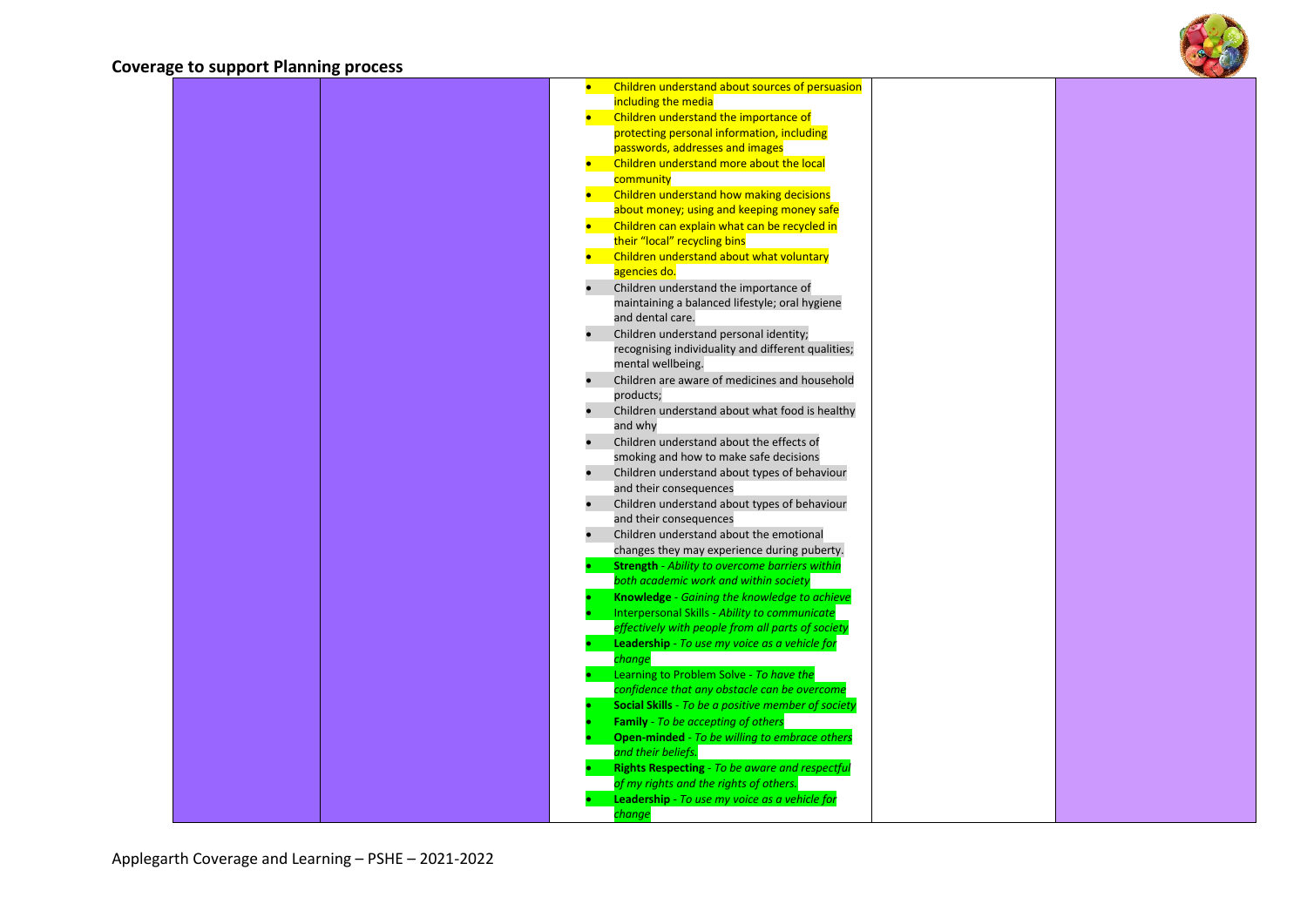## Coverage to support Planning process

| | | | | |
|---|---|---|---|---|
| | | • Children understand about sources of persuasion including the media<br>• Children understand the importance of protecting personal information, including passwords, addresses and images<br>• Children understand more about the local community<br>• Children understand how making decisions about money; using and keeping money safe<br>• Children can explain what can be recycled in their "local" recycling bins<br>• Children understand about what voluntary agencies do.<br>• Children understand the importance of maintaining a balanced lifestyle; oral hygiene and dental care.<br>• Children understand personal identity; recognising individuality and different qualities; mental wellbeing.<br>• Children are aware of medicines and household products;<br>• Children understand about what food is healthy and why<br>• Children understand about the effects of smoking and how to make safe decisions<br>• Children understand about types of behaviour and their consequences<br>• Children understand about types of behaviour and their consequences<br>• Children understand about the emotional changes they may experience during puberty.<br>• **Strength** - *Ability to overcome barriers within both academic work and within society*<br>• **Knowledge** - *Gaining the knowledge to achieve*<br>• Interpersonal Skills - *Ability to communicate effectively with people from all parts of society*<br>• **Leadership** - *To use my voice as a vehicle for change*<br>• Learning to Problem Solve - *To have the confidence that any obstacle can be overcome*<br>• **Social Skills** - *To be a positive member of society*<br>• **Family** - *To be accepting of others*<br>• **Open-minded** - *To be willing to embrace others and their beliefs.*<br>• **Rights Respecting** - *To be aware and respectful of my rights and the rights of others.*<br>• **Leadership** - *To use my voice as a vehicle for change* | | |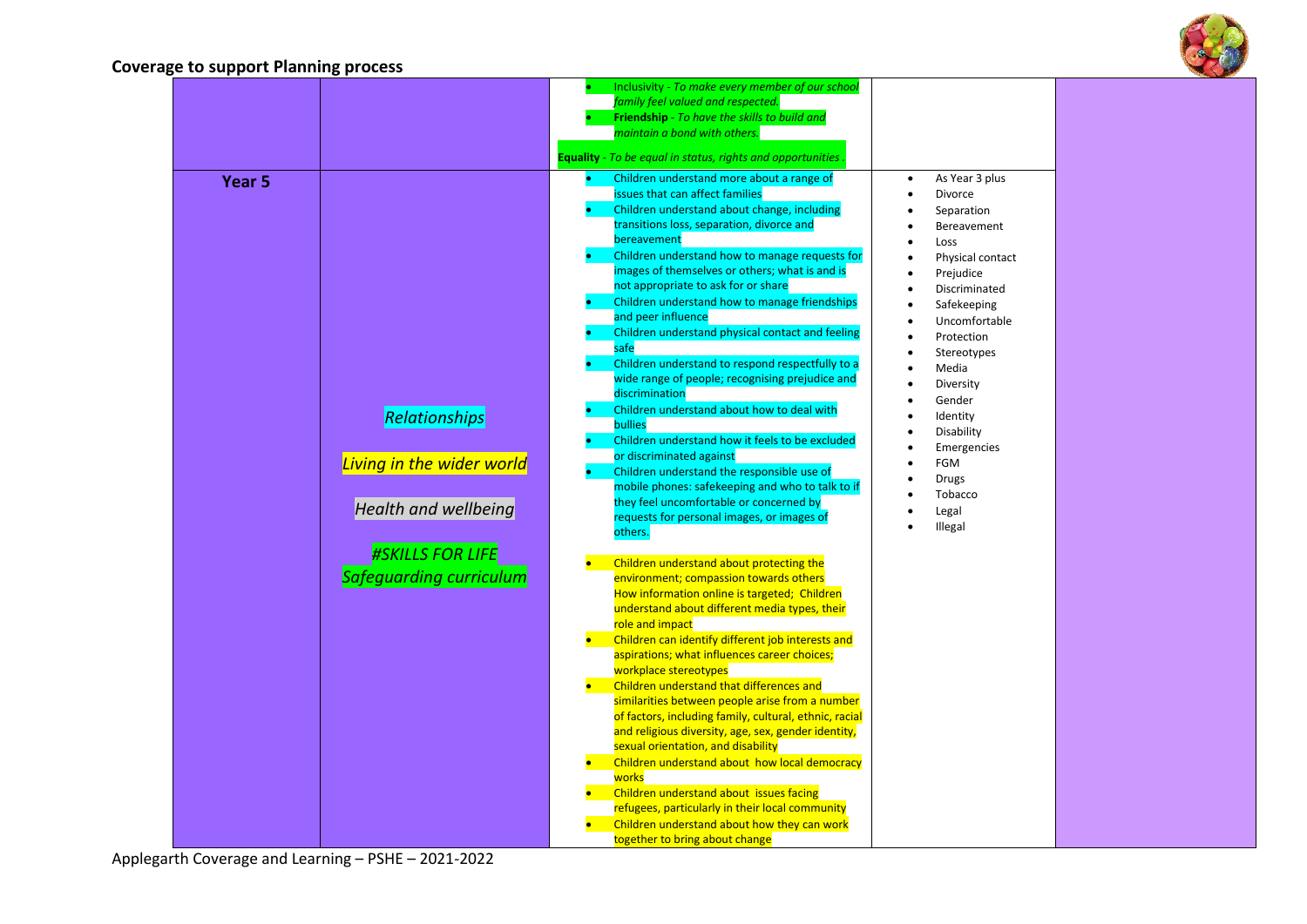## Coverage to support Planning process

| | | | | |
|---|---|---|---|---|
| | | • Inclusivity - *To make every member of our school family feel valued and respected.*<br>• **Friendship** - *To have the skills to build and maintain a bond with others.*<br><br>**Equality** - *To be equal in status, rights and opportunities* | | |
| **Year 5** | *Relationships*<br><br>*Living in the wider world*<br><br>*Health and wellbeing*<br><br>*#SKILLS FOR LIFE Safeguarding curriculum* | • Children understand more about a range of issues that can affect families<br>• Children understand about change, including transitions loss, separation, divorce and bereavement<br>• Children understand how to manage requests for images of themselves or others; what is and is not appropriate to ask for or share<br>• Children understand how to manage friendships and peer influence<br>• Children understand physical contact and feeling safe<br>• Children understand to respond respectfully to a wide range of people; recognising prejudice and discrimination<br>• Children understand about how to deal with bullies<br>• Children understand how it feels to be excluded or discriminated against<br>• Children understand the responsible use of mobile phones: safekeeping and who to talk to if they feel uncomfortable or concerned by requests for personal images, or images of others.<br><br>• Children understand about protecting the environment; compassion towards others How information online is targeted; Children understand about different media types, their role and impact<br>• Children can identify different job interests and aspirations; what influences career choices; workplace stereotypes<br>• Children understand that differences and similarities between people arise from a number of factors, including family, cultural, ethnic, racial and religious diversity, age, sex, gender identity, sexual orientation, and disability<br>• Children understand about how local democracy works<br>• Children understand about issues facing refugees, particularly in their local community<br>• Children understand about how they can work together to bring about change | • As Year 3 plus<br>• Divorce<br>• Separation<br>• Bereavement<br>• Loss<br>• Physical contact<br>• Prejudice<br>• Discriminated<br>• Safekeeping<br>• Uncomfortable<br>• Protection<br>• Stereotypes<br>• Media<br>• Diversity<br>• Gender<br>• Identity<br>• Disability<br>• Emergencies<br>• FGM<br>• Drugs<br>• Tobacco<br>• Legal<br>• Illegal | |

Applegarth Coverage and Learning – PSHE – 2021-2022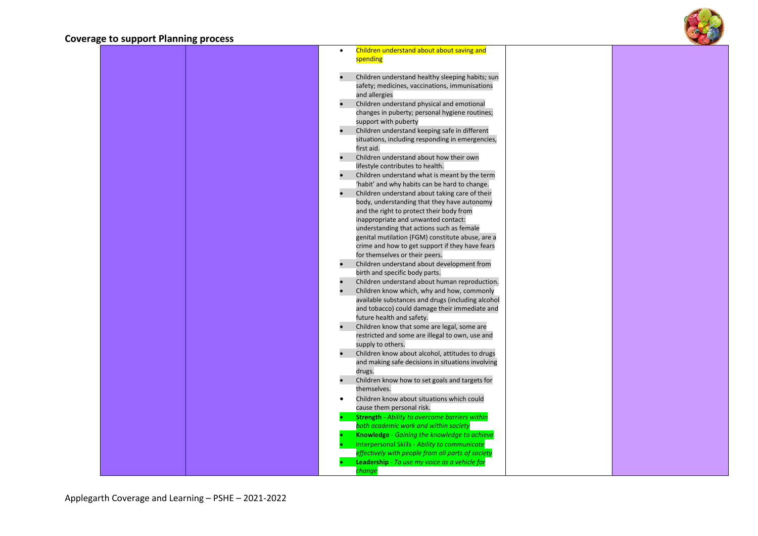## Coverage to support Planning process

| | | | | |
|---|---|---|---|---|
| | | • Children understand about about saving and spending<br><br>• Children understand healthy sleeping habits; sun safety; medicines, vaccinations, immunisations and allergies<br>• Children understand physical and emotional changes in puberty; personal hygiene routines; support with puberty<br>• Children understand keeping safe in different situations, including responding in emergencies, first aid.<br>• Children understand about how their own lifestyle contributes to health.<br>• Children understand what is meant by the term 'habit' and why habits can be hard to change.<br>• Children understand about taking care of their body, understanding that they have autonomy and the right to protect their body from inappropriate and unwanted contact: understanding that actions such as female genital mutilation (FGM) constitute abuse, are a crime and how to get support if they have fears for themselves or their peers.<br>• Children understand about development from birth and specific body parts.<br>• Children understand about human reproduction.<br>• Children know which, why and how, commonly available substances and drugs (including alcohol and tobacco) could damage their immediate and future health and safety.<br>• Children know that some are legal, some are restricted and some are illegal to own, use and supply to others.<br>• Children know about alcohol, attitudes to drugs and making safe decisions in situations involving drugs.<br>• Children know how to set goals and targets for themselves.<br>• Children know about situations which could cause them personal risk.<br>• **Strength** - *Ability to overcome barriers within both academic work and within society*<br>• **Knowledge** - *Gaining the knowledge to achieve*<br>• Interpersonal Skills - *Ability to communicate effectively with people from all parts of society*<br>• **Leadership** - *To use my voice as a vehicle for change* | | |

Applegarth Coverage and Learning – PSHE – 2021-2022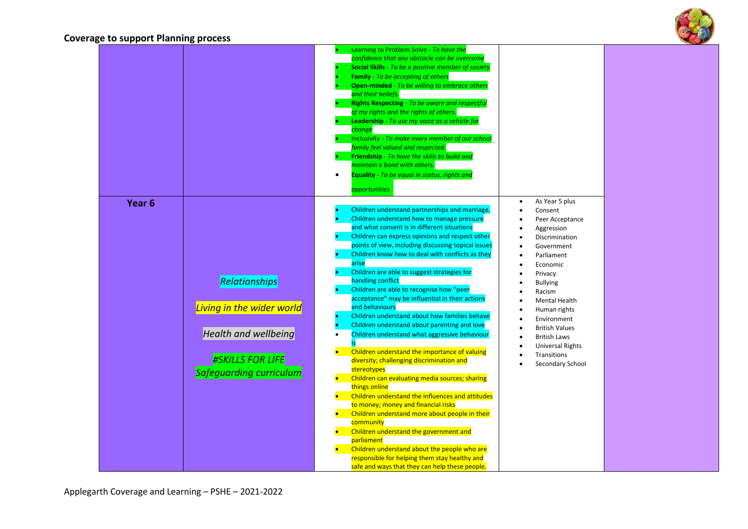## Coverage to support Planning process

| | | | | |
|---|---|---|---|---|
| | | <ul><li>Learning to Problem Solve - *To have the confidence that any obstacle can be overcome*</li><li>**Social Skills** - *To be a positive member of society*</li><li>**Family** - *To be accepting of others*</li><li>**Open-minded** - *To be willing to embrace others and their beliefs.*</li><li>**Rights Respecting** - *To be aware and respectful of my rights and the rights of others.*</li><li>**Leadership** - *To use my voice as a vehicle for change*</li><li>Inclusivity - *To make every member of our school family feel valued and respected.*</li><li>**Friendship** - *To have the skills to build and maintain a bond with others.*</li><li>**Equality** - *To be equal in status, rights and opportunities .*</li></ul> | | |
| **Year 6** | *Relationships*<br><br>*Living in the wider world*<br><br>*Health and wellbeing*<br><br>*#SKILLS FOR LIFE Safeguarding curriculum* | <ul><li>Children understand partnerships and marriage.</li><li>Children understand how to manage pressure and what consent is in different situations</li><li>Children can express opinions and respect other points of view, including discussing topical issues</li><li>Children know how to deal with conflicts as they arise</li><li>Children are able to suggest strategies for handling conflict</li><li>Children are able to recognise how "peer acceptance" may be influential in their actions and behaviours</li><li>Children understand about how families behave</li><li>Children understand about parenting and love</li><li>Children understand what aggressive behaviour is</li><li>Children understand the importance of valuing diversity; challenging discrimination and stereotypes</li><li>Children can evaluating media sources; sharing things online</li><li>Children understand the influences and attitudes to money; money and financial risks</li><li>Children understand more about people in their community</li><li>Children understand the government and parliament</li><li>Children understand about the people who are responsible for helping them stay healthy and safe and ways that they can help these people.</li></ul> | <ul><li>As Year 5 plus</li><li>Consent</li><li>Peer Acceptance</li><li>Aggression</li><li>Discrimination</li><li>Government</li><li>Parliament</li><li>Economic</li><li>Privacy</li><li>Bullying</li><li>Racism</li><li>Mental Health</li><li>Human rights</li><li>Environment</li><li>British Values</li><li>British Laws</li><li>Universal Rights</li><li>Transitions</li><li>Secondary School</li></ul> | |

Applegarth Coverage and Learning – PSHE – 2021-2022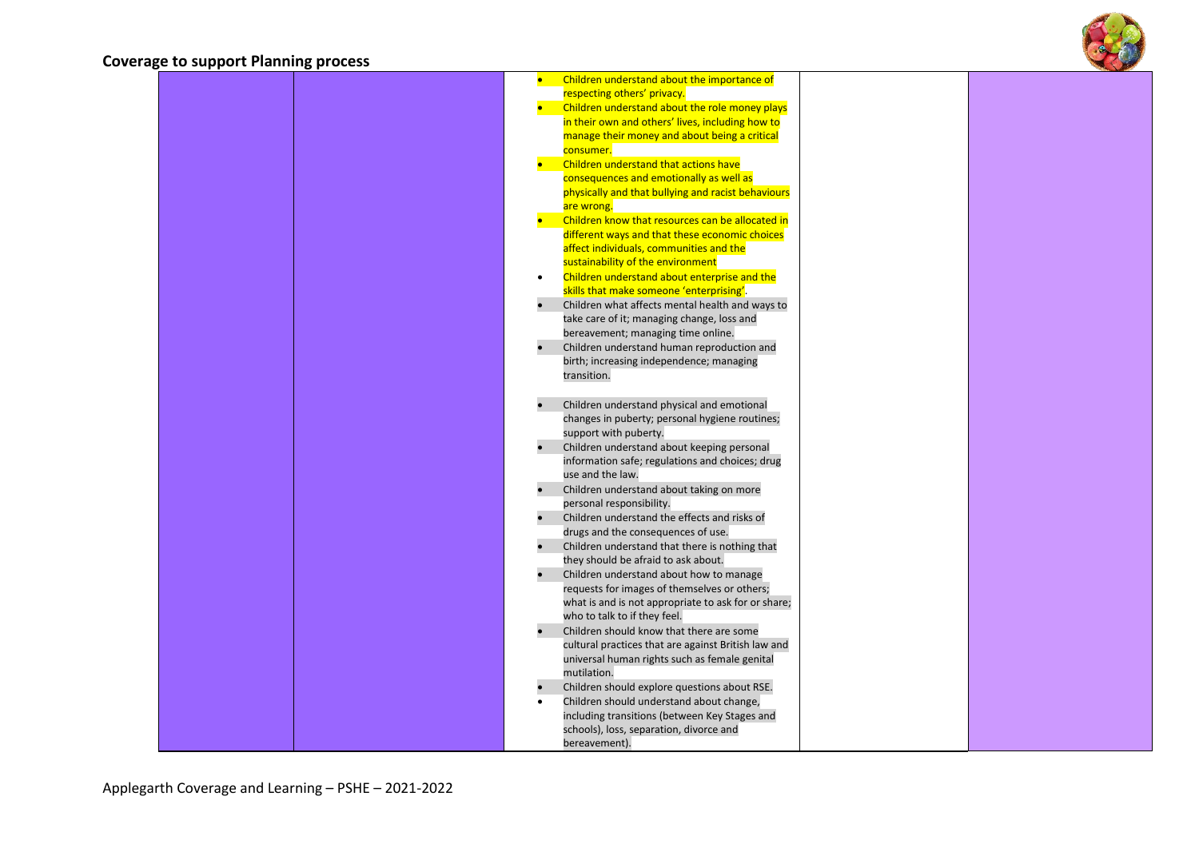## Coverage to support Planning process

| | | | | |
|---|---|---|---|---|
| | | • Children understand about the importance of respecting others' privacy.<br>• Children understand about the role money plays in their own and others' lives, including how to manage their money and about being a critical consumer.<br>• Children understand that actions have consequences and emotionally as well as physically and that bullying and racist behaviours are wrong.<br>• Children know that resources can be allocated in different ways and that these economic choices affect individuals, communities and the sustainability of the environment<br>• Children understand about enterprise and the skills that make someone 'enterprising'.<br>• Children what affects mental health and ways to take care of it; managing change, loss and bereavement; managing time online.<br>• Children understand human reproduction and birth; increasing independence; managing transition.<br><br>• Children understand physical and emotional changes in puberty; personal hygiene routines; support with puberty.<br>• Children understand about keeping personal information safe; regulations and choices; drug use and the law.<br>• Children understand about taking on more personal responsibility.<br>• Children understand the effects and risks of drugs and the consequences of use.<br>• Children understand that there is nothing that they should be afraid to ask about.<br>• Children understand about how to manage requests for images of themselves or others; what is and is not appropriate to ask for or share; who to talk to if they feel.<br>• Children should know that there are some cultural practices that are against British law and universal human rights such as female genital mutilation.<br>• Children should explore questions about RSE.<br>• Children should understand about change, including transitions (between Key Stages and schools), loss, separation, divorce and bereavement). | | |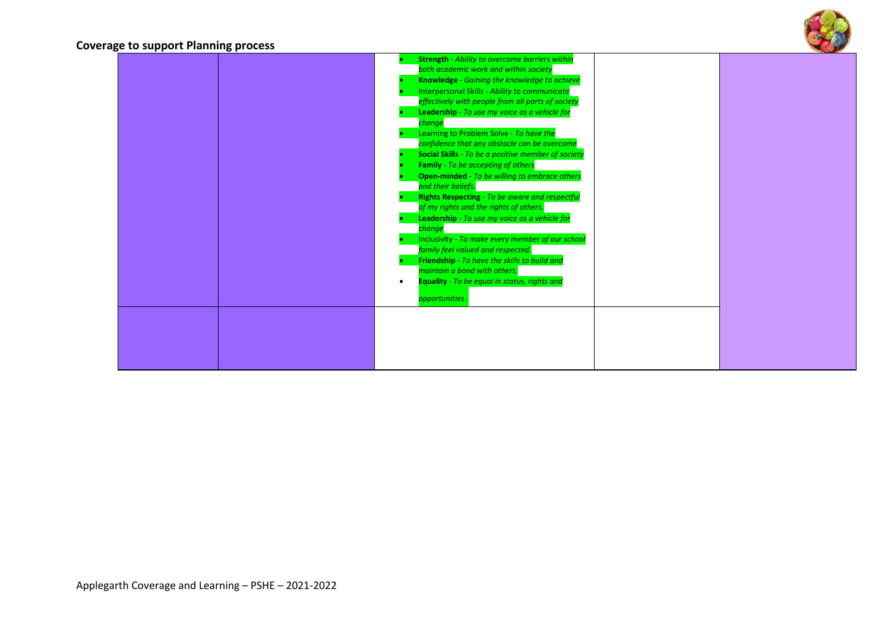## Coverage to support Planning process

| | | | | |
|---|---|---|---|---|
| | | • **Strength** - *Ability to overcome barriers within both academic work and within society*<br>• **Knowledge** - *Gaining the knowledge to achieve*<br>• Interpersonal Skills - *Ability to communicate effectively with people from all parts of society*<br>• **Leadership** - *To use my voice as a vehicle for change*<br>• Learning to Problem Solve - *To have the confidence that any obstacle can be overcome*<br>• **Social Skills** - *To be a positive member of society*<br>• **Family** - *To be accepting of others*<br>• **Open-minded** - *To be willing to embrace others and their beliefs.*<br>• **Rights Respecting** - *To be aware and respectful of my rights and the rights of others.*<br>• **Leadership** - *To use my voice as a vehicle for change*<br>• Inclusivity - *To make every member of our school family feel valued and respected.*<br>• **Friendship** - *To have the skills to build and maintain a bond with others.*<br>• **Equality** - *To be equal in status, rights and opportunities .* | | |
| | | | | |